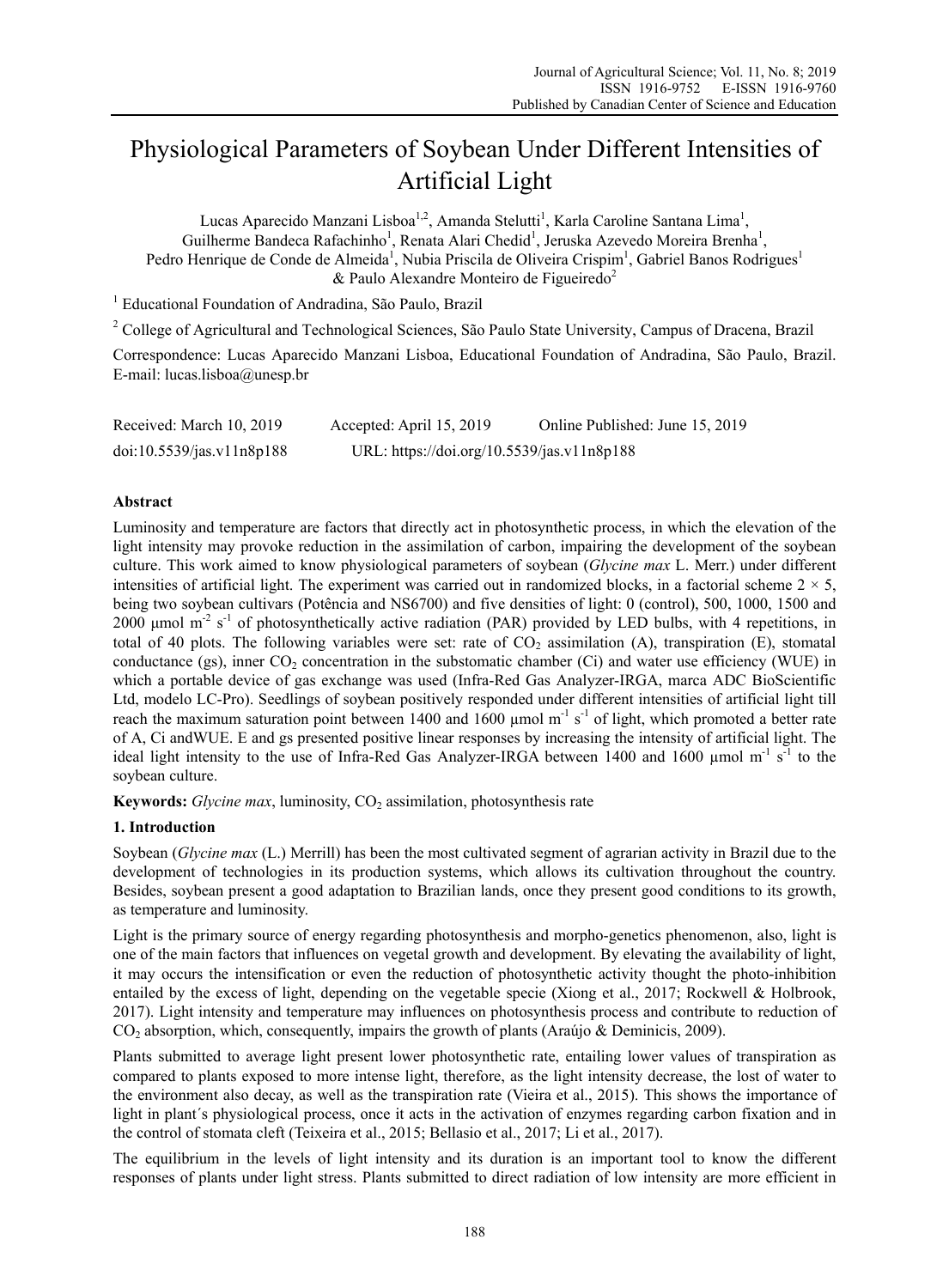# Physiological Parameters of Soybean Under Different Intensities of Artificial Light

Lucas Aparecido Manzani Lisboa[1,2], Amanda Stelutti[1], Karla Caroline Santana Lima[1], Guilherme Bandeca Rafachinho[1], Renata Alari Chedid[1], Jeruska Azevedo Moreira Brenha[1], Pedro Henrique de Conde de Almeida[1], Nubia Priscila de Oliveira Crispim[1], Gabriel Banos Rodrigues[1] & Paulo Alexandre Monteiro de Figueiredo[2]

[1] Educational Foundation of Andradina, São Paulo, Brazil

[2] College of Agricultural and Technological Sciences, São Paulo State University, Campus of Dracena, Brazil

Correspondence: Lucas Aparecido Manzani Lisboa, Educational Foundation of Andradina, São Paulo, Brazil. E-mail: lucas.lisboa@unesp.br

Received: March 10, 2019 Accepted: April 15, 2019 Online Published: June 15, 2019

doi:10.5539/jas.v11n8p188 URL: https://doi.org/10.5539/jas.v11n8p188

## Abstract

Luminosity and temperature are factors that directly act in photosynthetic process, in which the elevation of the light intensity may provoke reduction in the assimilation of carbon, impairing the development of the soybean culture. This work aimed to know physiological parameters of soybean (*Glycine max* L. Merr.) under different intensities of artificial light. The experiment was carried out in randomized blocks, in a factorial scheme $2 \times 5$, being two soybean cultivars (Potência and NS6700) and five densities of light: 0 (control), 500, 1000, 1500 and 2000 μmol $m^{-2}$ $s^{-1}$ of photosynthetically active radiation (PAR) provided by LED bulbs, with 4 repetitions, in total of 40 plots. The following variables were set: rate of $CO_2$ assimilation (A), transpiration (E), stomatal conductance (gs), inner $CO_2$ concentration in the substomatic chamber (Ci) and water use efficiency (WUE) in which a portable device of gas exchange was used (Infra-Red Gas Analyzer-IRGA, marca ADC BioScientific Ltd, modelo LC-Pro). Seedlings of soybean positively responded under different intensities of artificial light till reach the maximum saturation point between 1400 and 1600 μmol $m^{-1}$ $s^{-1}$ of light, which promoted a better rate of A, Ci andWUE. E and gs presented positive linear responses by increasing the intensity of artificial light. The ideal light intensity to the use of Infra-Red Gas Analyzer-IRGA between 1400 and 1600 μmol $m^{-1}$ $s^{-1}$ to the soybean culture.

**Keywords:** *Glycine max*, luminosity, $CO_2$ assimilation, photosynthesis rate

## 1. Introduction

Soybean (*Glycine max* (L.) Merrill) has been the most cultivated segment of agrarian activity in Brazil due to the development of technologies in its production systems, which allows its cultivation throughout the country. Besides, soybean present a good adaptation to Brazilian lands, once they present good conditions to its growth, as temperature and luminosity.

Light is the primary source of energy regarding photosynthesis and morpho-genetics phenomenon, also, light is one of the main factors that influences on vegetal growth and development. By elevating the availability of light, it may occurs the intensification or even the reduction of photosynthetic activity thought the photo-inhibition entailed by the excess of light, depending on the vegetable specie (Xiong et al., 2017; Rockwell & Holbrook, 2017). Light intensity and temperature may influences on photosynthesis process and contribute to reduction of $CO_2$ absorption, which, consequently, impairs the growth of plants (Araújo & Deminicis, 2009).

Plants submitted to average light present lower photosynthetic rate, entailing lower values of transpiration as compared to plants exposed to more intense light, therefore, as the light intensity decrease, the lost of water to the environment also decay, as well as the transpiration rate (Vieira et al., 2015). This shows the importance of light in plant´s physiological process, once it acts in the activation of enzymes regarding carbon fixation and in the control of stomata cleft (Teixeira et al., 2015; Bellasio et al., 2017; Li et al., 2017).

The equilibrium in the levels of light intensity and its duration is an important tool to know the different responses of plants under light stress. Plants submitted to direct radiation of low intensity are more efficient in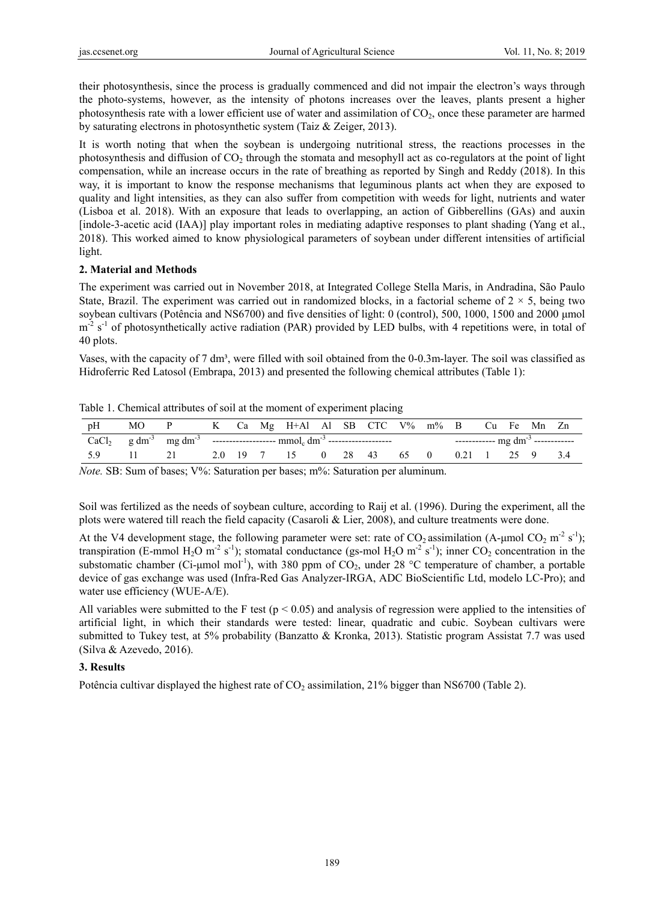their photosynthesis, since the process is gradually commenced and did not impair the electron's ways through the photo-systems, however, as the intensity of photons increases over the leaves, plants present a higher photosynthesis rate with a lower efficient use of water and assimilation of $CO_2$, once these parameter are harmed by saturating electrons in photosynthetic system (Taiz & Zeiger, 2013).

It is worth noting that when the soybean is undergoing nutritional stress, the reactions processes in the photosynthesis and diffusion of $CO_2$ through the stomata and mesophyll act as co-regulators at the point of light compensation, while an increase occurs in the rate of breathing as reported by Singh and Reddy (2018). In this way, it is important to know the response mechanisms that leguminous plants act when they are exposed to quality and light intensities, as they can also suffer from competition with weeds for light, nutrients and water (Lisboa et al. 2018). With an exposure that leads to overlapping, an action of Gibberellins (GAs) and auxin [indole-3-acetic acid (IAA)] play important roles in mediating adaptive responses to plant shading (Yang et al., 2018). This worked aimed to know physiological parameters of soybean under different intensities of artificial light.

## 2. Material and Methods

The experiment was carried out in November 2018, at Integrated College Stella Maris, in Andradina, São Paulo State, Brazil. The experiment was carried out in randomized blocks, in a factorial scheme of $2 \times 5$, being two soybean cultivars (Potência and NS6700) and five densities of light: 0 (control), 500, 1000, 1500 and 2000 μmol $m^{-2}$ $s^{-1}$ of photosynthetically active radiation (PAR) provided by LED bulbs, with 4 repetitions were, in total of 40 plots.

Vases, with the capacity of 7 $dm^3$, were filled with soil obtained from the 0-0.3m-layer. The soil was classified as Hidroferric Red Latosol (Embrapa, 2013) and presented the following chemical attributes (Table 1):

Table 1. Chemical attributes of soil at the moment of experiment placing

| pH | MO | P | K | Ca | Mg | H+Al | Al | SB | CTC | V% | m% | B | Cu | Fe | Mn | Zn |
|---|---|---|---|---|---|---|---|---|---|---|---|---|---|---|---|---|
| $CaCl_2$ | g $dm^{-3}$ | mg $dm^{-3}$ | mmol$_c$ $dm^{-3}$ | | | | | | | | | mg $dm^{-3}$ | | | | |
| 5.9 | 11 | 21 | 2.0 | 19 | 7 | 15 | 0 | 28 | 43 | 65 | 0 | 0.21 | 1 | 25 | 9 | 3.4 |

*Note.* SB: Sum of bases; V%: Saturation per bases; m%: Saturation per aluminum.

Soil was fertilized as the needs of soybean culture, according to Raij et al. (1996). During the experiment, all the plots were watered till reach the field capacity (Casaroli & Lier, 2008), and culture treatments were done.

At the V4 development stage, the following parameter were set: rate of $CO_2$ assimilation (A-μmol $CO_2$ $m^{-2}$ $s^{-1}$); transpiration (E-mmol $H_2O$ $m^{-2}$ $s^{-1}$); stomatal conductance (gs-mol $H_2O$ $m^{-2}$ $s^{-1}$); inner $CO_2$ concentration in the substomatic chamber (Ci-μmol $mol^{-1}$), with 380 ppm of $CO_2$, under 28 °C temperature of chamber, a portable device of gas exchange was used (Infra-Red Gas Analyzer-IRGA, ADC BioScientific Ltd, modelo LC-Pro); and water use efficiency (WUE-A/E).

All variables were submitted to the F test ($p < 0.05$) and analysis of regression were applied to the intensities of artificial light, in which their standards were tested: linear, quadratic and cubic. Soybean cultivars were submitted to Tukey test, at 5% probability (Banzatto & Kronka, 2013). Statistic program Assistat 7.7 was used (Silva & Azevedo, 2016).

## 3. Results

Potência cultivar displayed the highest rate of $CO_2$ assimilation, 21% bigger than NS6700 (Table 2).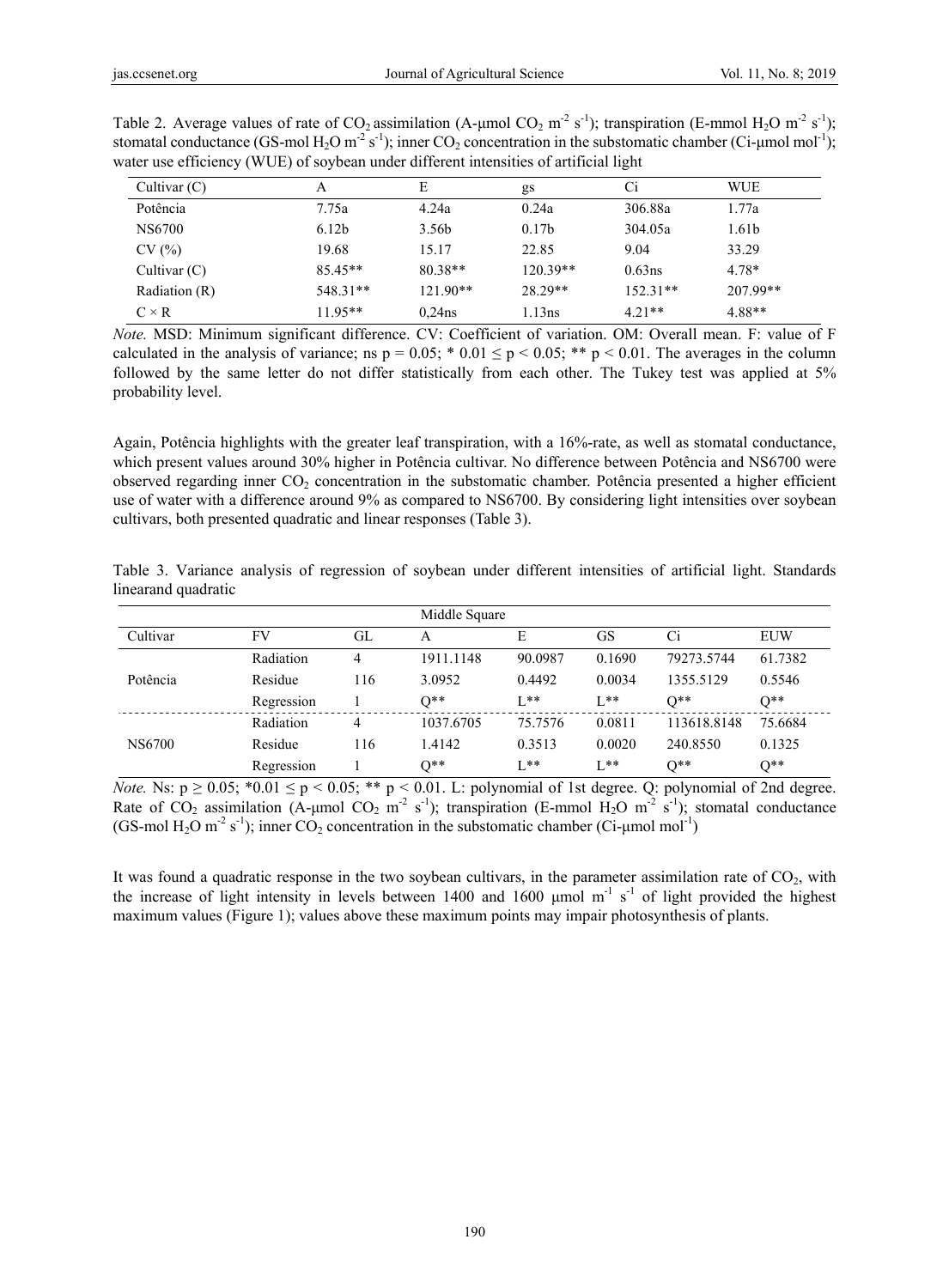Table 2. Average values of rate of $CO_2$ assimilation (A-μmol $CO_2$ $m^{-2}$ $s^{-1}$); transpiration (E-mmol $H_2O$ $m^{-2}$ $s^{-1}$); stomatal conductance (GS-mol $H_2O$ $m^{-2}$ $s^{-1}$); inner $CO_2$ concentration in the substomatic chamber (Ci-μmol $mol^{-1}$); water use efficiency (WUE) of soybean under different intensities of artificial light

| Cultivar (C) | A | E | gs | Ci | WUE |
|---|---|---|---|---|---|
| Potência | 7.75a | 4.24a | 0.24a | 306.88a | 1.77a |
| NS6700 | 6.12b | 3.56b | 0.17b | 304.05a | 1.61b |
| CV (%) | 19.68 | 15.17 | 22.85 | 9.04 | 33.29 |
| Cultivar (C) | 85.45** | 80.38** | 120.39** | 0.63ns | 4.78* |
| Radiation (R) | 548.31** | 121.90** | 28.29** | 152.31** | 207.99** |
| C × R | 11.95** | 0,24ns | 1.13ns | 4.21** | 4.88** |

*Note.* MSD: Minimum significant difference. CV: Coefficient of variation. OM: Overall mean. F: value of F calculated in the analysis of variance; ns $p = 0.05$; * $0.01 \leq p < 0.05$; ** $p < 0.01$. The averages in the column followed by the same letter do not differ statistically from each other. The Tukey test was applied at 5% probability level.

Again, Potência highlights with the greater leaf transpiration, with a 16%-rate, as well as stomatal conductance, which present values around 30% higher in Potência cultivar. No difference between Potência and NS6700 were observed regarding inner $CO_2$ concentration in the substomatic chamber. Potência presented a higher efficient use of water with a difference around 9% as compared to NS6700. By considering light intensities over soybean cultivars, both presented quadratic and linear responses (Table 3).

Table 3. Variance analysis of regression of soybean under different intensities of artificial light. Standards linearand quadratic

| | | | Middle Square | | | | |
|---|---|---|---|---|---|---|---|
| Cultivar | FV | GL | A | E | GS | Ci | EUW |
| Potência | Radiation | 4 | 1911.1148 | 90.0987 | 0.1690 | 79273.5744 | 61.7382 |
| | Residue | 116 | 3.0952 | 0.4492 | 0.0034 | 1355.5129 | 0.5546 |
| | Regression | 1 | Q** | L** | L** | Q** | Q** |
| NS6700 | Radiation | 4 | 1037.6705 | 75.7576 | 0.0811 | 113618.8148 | 75.6684 |
| | Residue | 116 | 1.4142 | 0.3513 | 0.0020 | 240.8550 | 0.1325 |
| | Regression | 1 | Q** | L** | L** | Q** | Q** |

*Note.* Ns: $p \geq 0.05$; *$0.01 \leq p < 0.05$; ** $p < 0.01$. L: polynomial of 1st degree. Q: polynomial of 2nd degree. Rate of $CO_2$ assimilation (A-μmol $CO_2$ $m^{-2}$ $s^{-1}$); transpiration (E-mmol $H_2O$ $m^{-2}$ $s^{-1}$); stomatal conductance (GS-mol $H_2O$ $m^{-2}$ $s^{-1}$); inner $CO_2$ concentration in the substomatic chamber (Ci-μmol $mol^{-1}$)

It was found a quadratic response in the two soybean cultivars, in the parameter assimilation rate of $CO_2$, with the increase of light intensity in levels between 1400 and 1600 μmol $m^{-1}$ $s^{-1}$ of light provided the highest maximum values (Figure 1); values above these maximum points may impair photosynthesis of plants.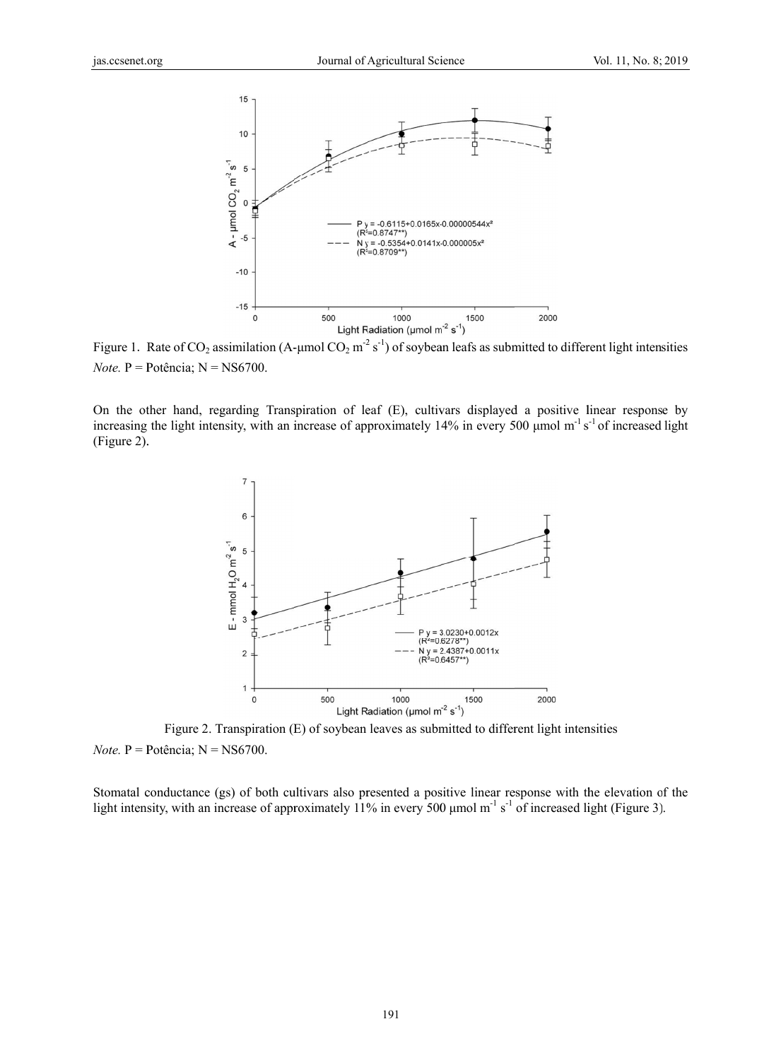Figure 1. Rate of $CO_2$ assimilation (A-μmol $CO_2$ $m^{-2}$ $s^{-1}$) of soybean leafs as submitted to different light intensities

*Note.* P = Potência; N = NS6700.

On the other hand, regarding Transpiration of leaf (E), cultivars displayed a positive linear response by increasing the light intensity, with an increase of approximately 14% in every 500 μmol $m^{-1}$ $s^{-1}$ of increased light (Figure 2).

Figure 2. Transpiration (E) of soybean leaves as submitted to different light intensities

*Note.* P = Potência; N = NS6700.

Stomatal conductance (gs) of both cultivars also presented a positive linear response with the elevation of the light intensity, with an increase of approximately 11% in every 500 μmol $m^{-1}$ $s^{-1}$ of increased light (Figure 3).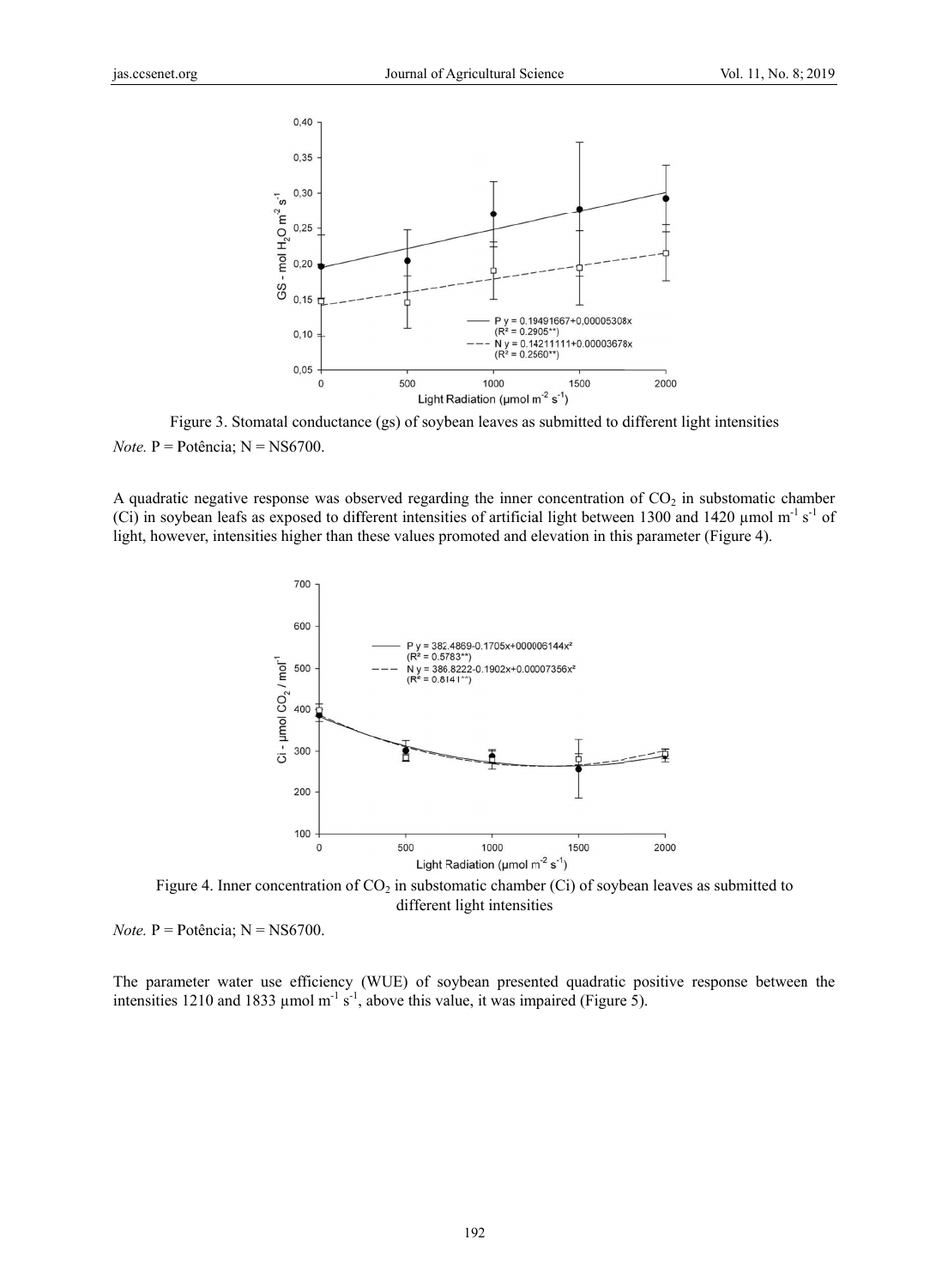Figure 3. Stomatal conductance (gs) of soybean leaves as submitted to different light intensities

*Note.* P = Potência; N = NS6700.

A quadratic negative response was observed regarding the inner concentration of $CO_2$ in substomatic chamber (Ci) in soybean leafs as exposed to different intensities of artificial light between 1300 and 1420 µmol $m^{-1}$ $s^{-1}$ of light, however, intensities higher than these values promoted and elevation in this parameter (Figure 4).

Figure 4. Inner concentration of $CO_2$ in substomatic chamber (Ci) of soybean leaves as submitted to different light intensities

*Note.* P = Potência; N = NS6700.

The parameter water use efficiency (WUE) of soybean presented quadratic positive response between the intensities 1210 and 1833 µmol $m^{-1}$ $s^{-1}$, above this value, it was impaired (Figure 5).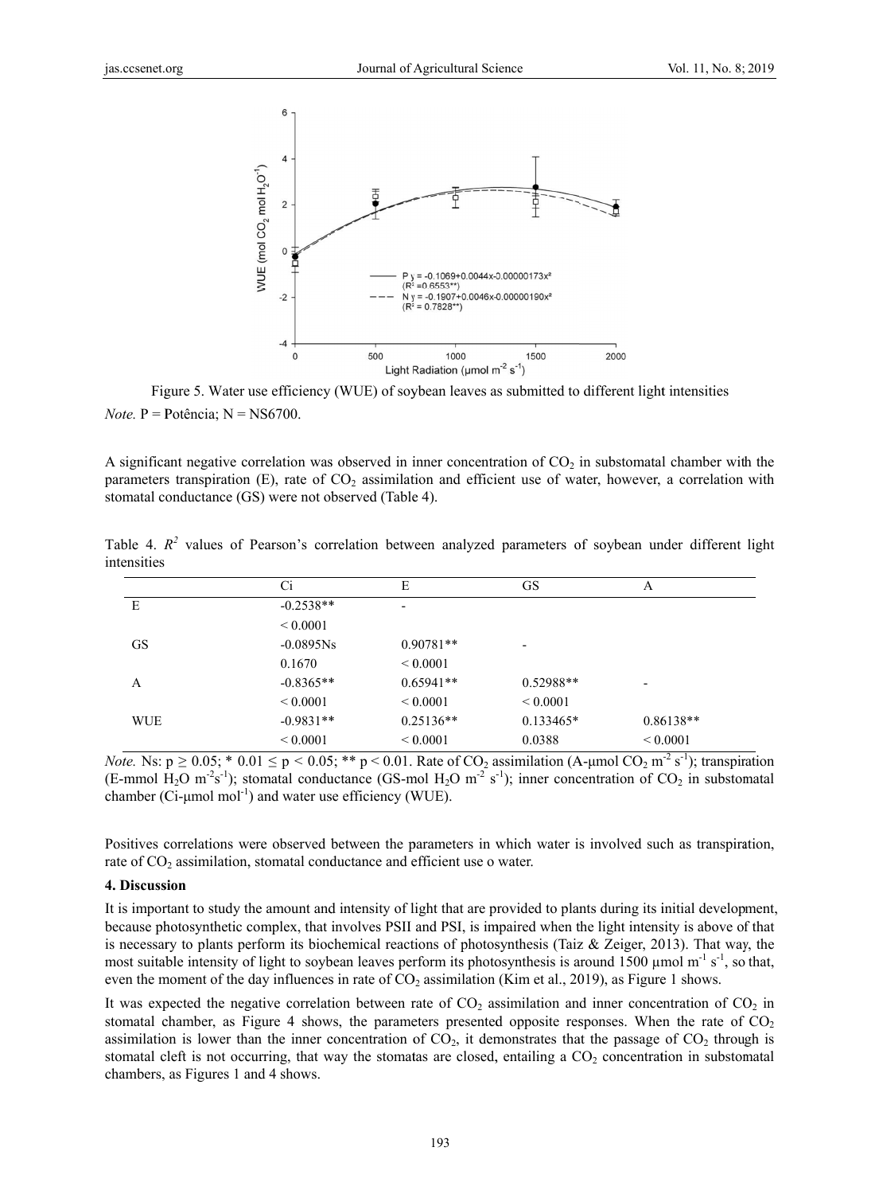Figure 5. Water use efficiency (WUE) of soybean leaves as submitted to different light intensities

*Note.* P = Potência; N = NS6700.

A significant negative correlation was observed in inner concentration of $CO_2$ in substomatal chamber with the parameters transpiration (E), rate of $CO_2$ assimilation and efficient use of water, however, a correlation with stomatal conductance (GS) were not observed (Table 4).

Table 4. $R^2$ values of Pearson's correlation between analyzed parameters of soybean under different light intensities

| | Ci | E | GS | A |
|---|---|---|---|---|
| E | -0.2538** | - | | |
| | < 0.0001 | | | |
| GS | -0.0895Ns | 0.90781** | - | |
| | 0.1670 | < 0.0001 | | |
| A | -0.8365** | 0.65941** | 0.52988** | - |
| | < 0.0001 | < 0.0001 | < 0.0001 | |
| WUE | -0.9831** | 0.25136** | 0.133465* | 0.86138** |
| | < 0.0001 | < 0.0001 | 0.0388 | < 0.0001 |

*Note.* Ns: $p \geq 0.05$; * $0.01 \leq p < 0.05$; ** $p < 0.01$. Rate of $CO_2$ assimilation (A-μmol $CO_2$ $m^{-2}$ $s^{-1}$); transpiration (E-mmol $H_2O$ $m^{-2}s^{-1}$); stomatal conductance (GS-mol $H_2O$ $m^{-2}$ $s^{-1}$); inner concentration of $CO_2$ in substomatal chamber (Ci-μmol $mol^{-1}$) and water use efficiency (WUE).

Positives correlations were observed between the parameters in which water is involved such as transpiration, rate of $CO_2$ assimilation, stomatal conductance and efficient use o water.

## 4. Discussion

It is important to study the amount and intensity of light that are provided to plants during its initial development, because photosynthetic complex, that involves PSII and PSI, is impaired when the light intensity is above of that is necessary to plants perform its biochemical reactions of photosynthesis (Taiz & Zeiger, 2013). That way, the most suitable intensity of light to soybean leaves perform its photosynthesis is around 1500 μmol $m^{-1}$ $s^{-1}$, so that, even the moment of the day influences in rate of $CO_2$ assimilation (Kim et al., 2019), as Figure 1 shows.

It was expected the negative correlation between rate of $CO_2$ assimilation and inner concentration of $CO_2$ in stomatal chamber, as Figure 4 shows, the parameters presented opposite responses. When the rate of $CO_2$ assimilation is lower than the inner concentration of $CO_2$, it demonstrates that the passage of $CO_2$ through is stomatal cleft is not occurring, that way the stomatas are closed, entailing a $CO_2$ concentration in substomatal chambers, as Figures 1 and 4 shows.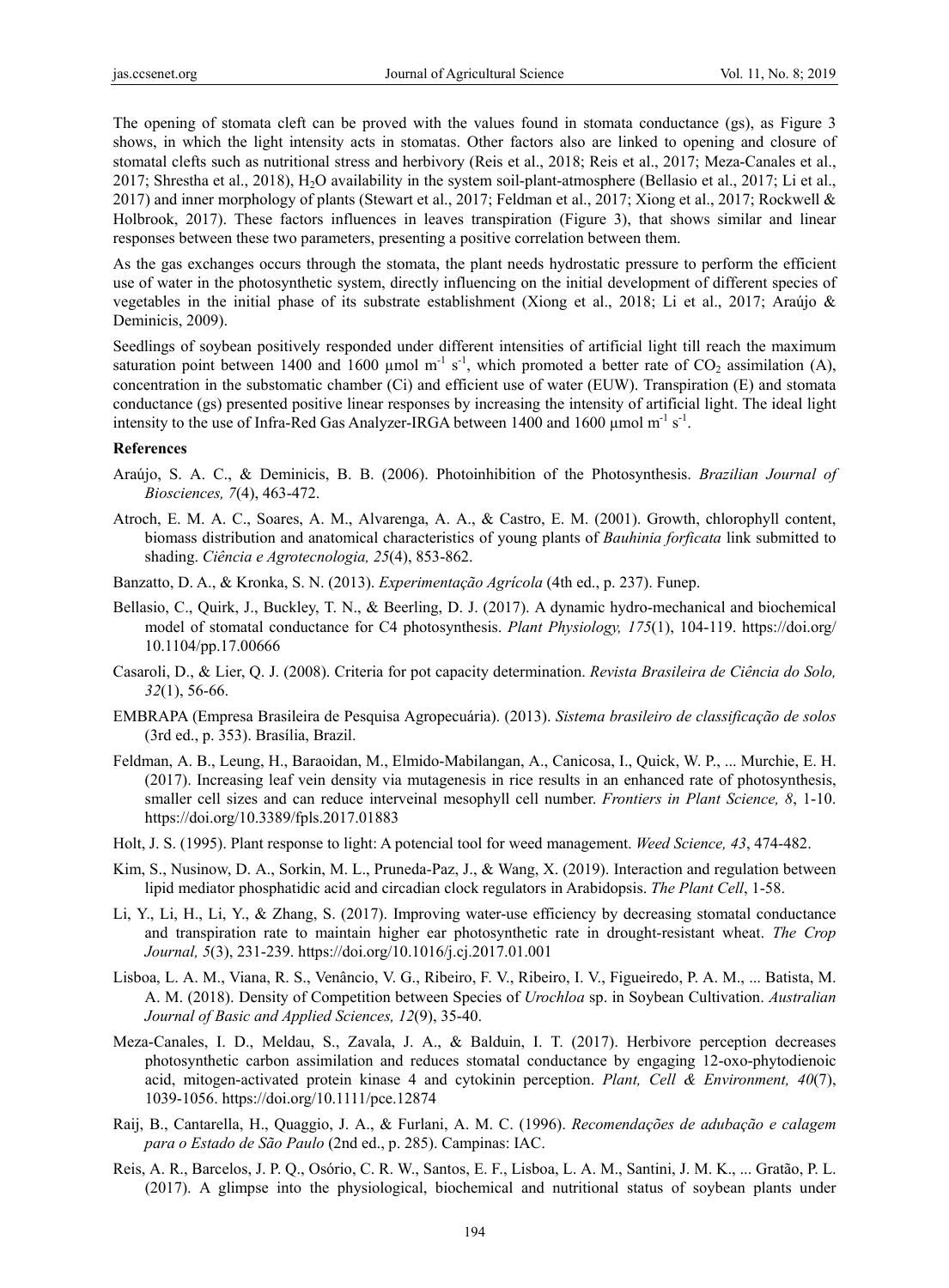The opening of stomata cleft can be proved with the values found in stomata conductance (gs), as Figure 3 shows, in which the light intensity acts in stomatas. Other factors also are linked to opening and closure of stomatal clefts such as nutritional stress and herbivory (Reis et al., 2018; Reis et al., 2017; Meza-Canales et al., 2017; Shrestha et al., 2018), $H_2O$ availability in the system soil-plant-atmosphere (Bellasio et al., 2017; Li et al., 2017) and inner morphology of plants (Stewart et al., 2017; Feldman et al., 2017; Xiong et al., 2017; Rockwell & Holbrook, 2017). These factors influences in leaves transpiration (Figure 3), that shows similar and linear responses between these two parameters, presenting a positive correlation between them.

As the gas exchanges occurs through the stomata, the plant needs hydrostatic pressure to perform the efficient use of water in the photosynthetic system, directly influencing on the initial development of different species of vegetables in the initial phase of its substrate establishment (Xiong et al., 2018; Li et al., 2017; Araújo & Deminicis, 2009).

Seedlings of soybean positively responded under different intensities of artificial light till reach the maximum saturation point between 1400 and 1600 µmol $m^{-1}$ $s^{-1}$, which promoted a better rate of $CO_2$ assimilation (A), concentration in the substomatic chamber (Ci) and efficient use of water (EUW). Transpiration (E) and stomata conductance (gs) presented positive linear responses by increasing the intensity of artificial light. The ideal light intensity to the use of Infra-Red Gas Analyzer-IRGA between 1400 and 1600 µmol $m^{-1}$ $s^{-1}$.

## References

Araújo, S. A. C., & Deminicis, B. B. (2006). Photoinhibition of the Photosynthesis. *Brazilian Journal of Biosciences, 7*(4), 463-472.

Atroch, E. M. A. C., Soares, A. M., Alvarenga, A. A., & Castro, E. M. (2001). Growth, chlorophyll content, biomass distribution and anatomical characteristics of young plants of *Bauhinia forficata* link submitted to shading. *Ciência e Agrotecnologia, 25*(4), 853-862.

Banzatto, D. A., & Kronka, S. N. (2013). *Experimentação Agrícola* (4th ed., p. 237). Funep.

Bellasio, C., Quirk, J., Buckley, T. N., & Beerling, D. J. (2017). A dynamic hydro-mechanical and biochemical model of stomatal conductance for C4 photosynthesis. *Plant Physiology, 175*(1), 104-119. https://doi.org/10.1104/pp.17.00666

Casaroli, D., & Lier, Q. J. (2008). Criteria for pot capacity determination. *Revista Brasileira de Ciência do Solo, 32*(1), 56-66.

EMBRAPA (Empresa Brasileira de Pesquisa Agropecuária). (2013). *Sistema brasileiro de classificação de solos* (3rd ed., p. 353). Brasília, Brazil.

Feldman, A. B., Leung, H., Baraoidan, M., Elmido-Mabilangan, A., Canicosa, I., Quick, W. P., ... Murchie, E. H. (2017). Increasing leaf vein density via mutagenesis in rice results in an enhanced rate of photosynthesis, smaller cell sizes and can reduce interveinal mesophyll cell number. *Frontiers in Plant Science, 8*, 1-10. https://doi.org/10.3389/fpls.2017.01883

Holt, J. S. (1995). Plant response to light: A potencial tool for weed management. *Weed Science, 43*, 474-482.

Kim, S., Nusinow, D. A., Sorkin, M. L., Pruneda-Paz, J., & Wang, X. (2019). Interaction and regulation between lipid mediator phosphatidic acid and circadian clock regulators in Arabidopsis. *The Plant Cell*, 1-58.

Li, Y., Li, H., Li, Y., & Zhang, S. (2017). Improving water-use efficiency by decreasing stomatal conductance and transpiration rate to maintain higher ear photosynthetic rate in drought-resistant wheat. *The Crop Journal, 5*(3), 231-239. https://doi.org/10.1016/j.cj.2017.01.001

Lisboa, L. A. M., Viana, R. S., Venâncio, V. G., Ribeiro, F. V., Ribeiro, I. V., Figueiredo, P. A. M., ... Batista, M. A. M. (2018). Density of Competition between Species of *Urochloa* sp. in Soybean Cultivation. *Australian Journal of Basic and Applied Sciences, 12*(9), 35-40.

Meza-Canales, I. D., Meldau, S., Zavala, J. A., & Balduin, I. T. (2017). Herbivore perception decreases photosynthetic carbon assimilation and reduces stomatal conductance by engaging 12-oxo-phytodienoic acid, mitogen-activated protein kinase 4 and cytokinin perception. *Plant, Cell & Environment, 40*(7), 1039-1056. https://doi.org/10.1111/pce.12874

Raij, B., Cantarella, H., Quaggio, J. A., & Furlani, A. M. C. (1996). *Recomendações de adubação e calagem para o Estado de São Paulo* (2nd ed., p. 285). Campinas: IAC.

Reis, A. R., Barcelos, J. P. Q., Osório, C. R. W., Santos, E. F., Lisboa, L. A. M., Santini, J. M. K., ... Gratão, P. L. (2017). A glimpse into the physiological, biochemical and nutritional status of soybean plants under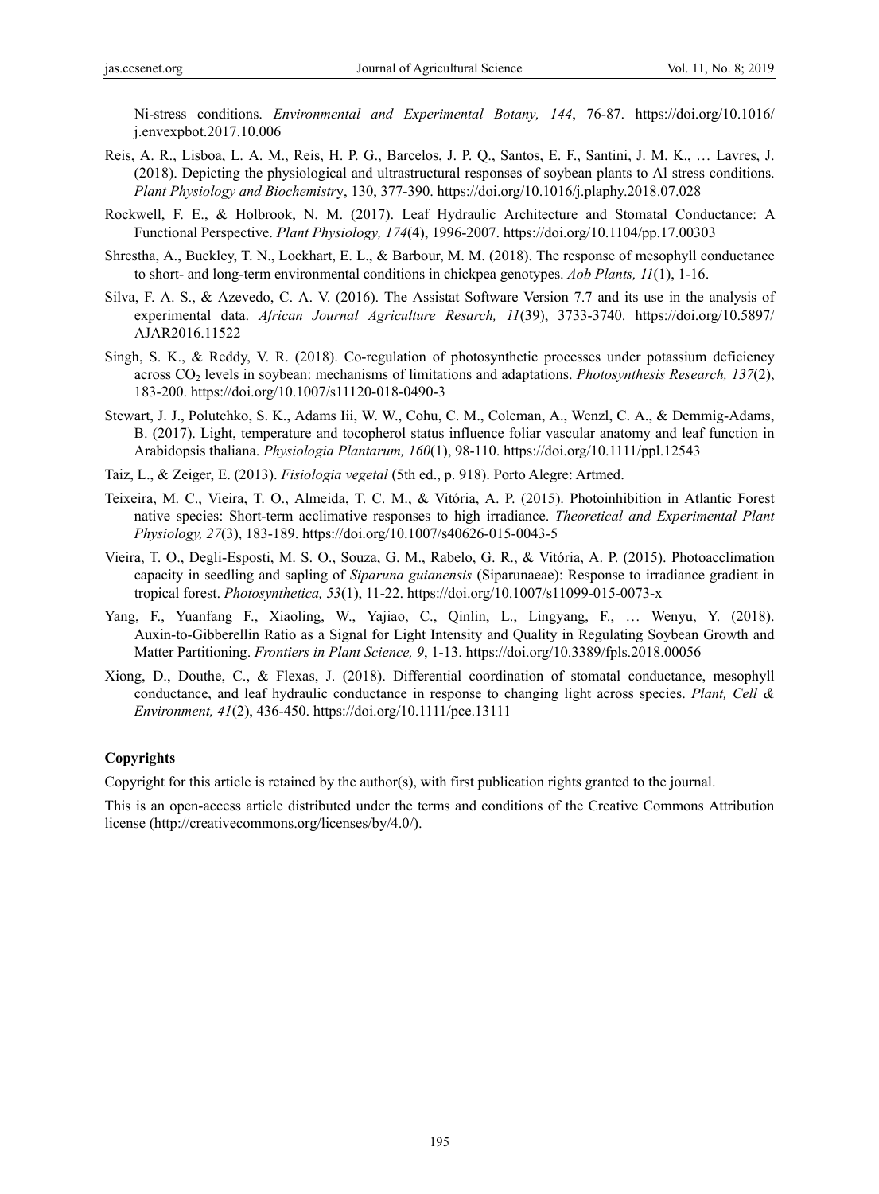Ni-stress conditions. *Environmental and Experimental Botany, 144*, 76-87. https://doi.org/10.1016/j.envexpbot.2017.10.006

Reis, A. R., Lisboa, L. A. M., Reis, H. P. G., Barcelos, J. P. Q., Santos, E. F., Santini, J. M. K., … Lavres, J. (2018). Depicting the physiological and ultrastructural responses of soybean plants to Al stress conditions. *Plant Physiology and Biochemistry*, 130, 377-390. https://doi.org/10.1016/j.plaphy.2018.07.028

Rockwell, F. E., & Holbrook, N. M. (2017). Leaf Hydraulic Architecture and Stomatal Conductance: A Functional Perspective. *Plant Physiology, 174*(4), 1996-2007. https://doi.org/10.1104/pp.17.00303

Shrestha, A., Buckley, T. N., Lockhart, E. L., & Barbour, M. M. (2018). The response of mesophyll conductance to short- and long-term environmental conditions in chickpea genotypes. *Aob Plants, 11*(1), 1-16.

Silva, F. A. S., & Azevedo, C. A. V. (2016). The Assistat Software Version 7.7 and its use in the analysis of experimental data. *African Journal Agriculture Resarch, 11*(39), 3733-3740. https://doi.org/10.5897/AJAR2016.11522

Singh, S. K., & Reddy, V. R. (2018). Co-regulation of photosynthetic processes under potassium deficiency across $CO_2$ levels in soybean: mechanisms of limitations and adaptations. *Photosynthesis Research, 137*(2), 183-200. https://doi.org/10.1007/s11120-018-0490-3

Stewart, J. J., Polutchko, S. K., Adams Iii, W. W., Cohu, C. M., Coleman, A., Wenzl, C. A., & Demmig-Adams, B. (2017). Light, temperature and tocopherol status influence foliar vascular anatomy and leaf function in Arabidopsis thaliana. *Physiologia Plantarum, 160*(1), 98-110. https://doi.org/10.1111/ppl.12543

Taiz, L., & Zeiger, E. (2013). *Fisiologia vegetal* (5th ed., p. 918). Porto Alegre: Artmed.

Teixeira, M. C., Vieira, T. O., Almeida, T. C. M., & Vitória, A. P. (2015). Photoinhibition in Atlantic Forest native species: Short-term acclimative responses to high irradiance. *Theoretical and Experimental Plant Physiology, 27*(3), 183-189. https://doi.org/10.1007/s40626-015-0043-5

Vieira, T. O., Degli-Esposti, M. S. O., Souza, G. M., Rabelo, G. R., & Vitória, A. P. (2015). Photoacclimation capacity in seedling and sapling of *Siparuna guianensis* (Siparunaeae): Response to irradiance gradient in tropical forest. *Photosynthetica, 53*(1), 11-22. https://doi.org/10.1007/s11099-015-0073-x

Yang, F., Yuanfang F., Xiaoling, W., Yajiao, C., Qinlin, L., Lingyang, F., … Wenyu, Y. (2018). Auxin-to-Gibberellin Ratio as a Signal for Light Intensity and Quality in Regulating Soybean Growth and Matter Partitioning. *Frontiers in Plant Science, 9*, 1-13. https://doi.org/10.3389/fpls.2018.00056

Xiong, D., Douthe, C., & Flexas, J. (2018). Differential coordination of stomatal conductance, mesophyll conductance, and leaf hydraulic conductance in response to changing light across species. *Plant, Cell & Environment, 41*(2), 436-450. https://doi.org/10.1111/pce.13111

## Copyrights

Copyright for this article is retained by the author(s), with first publication rights granted to the journal.

This is an open-access article distributed under the terms and conditions of the Creative Commons Attribution license (http://creativecommons.org/licenses/by/4.0/).